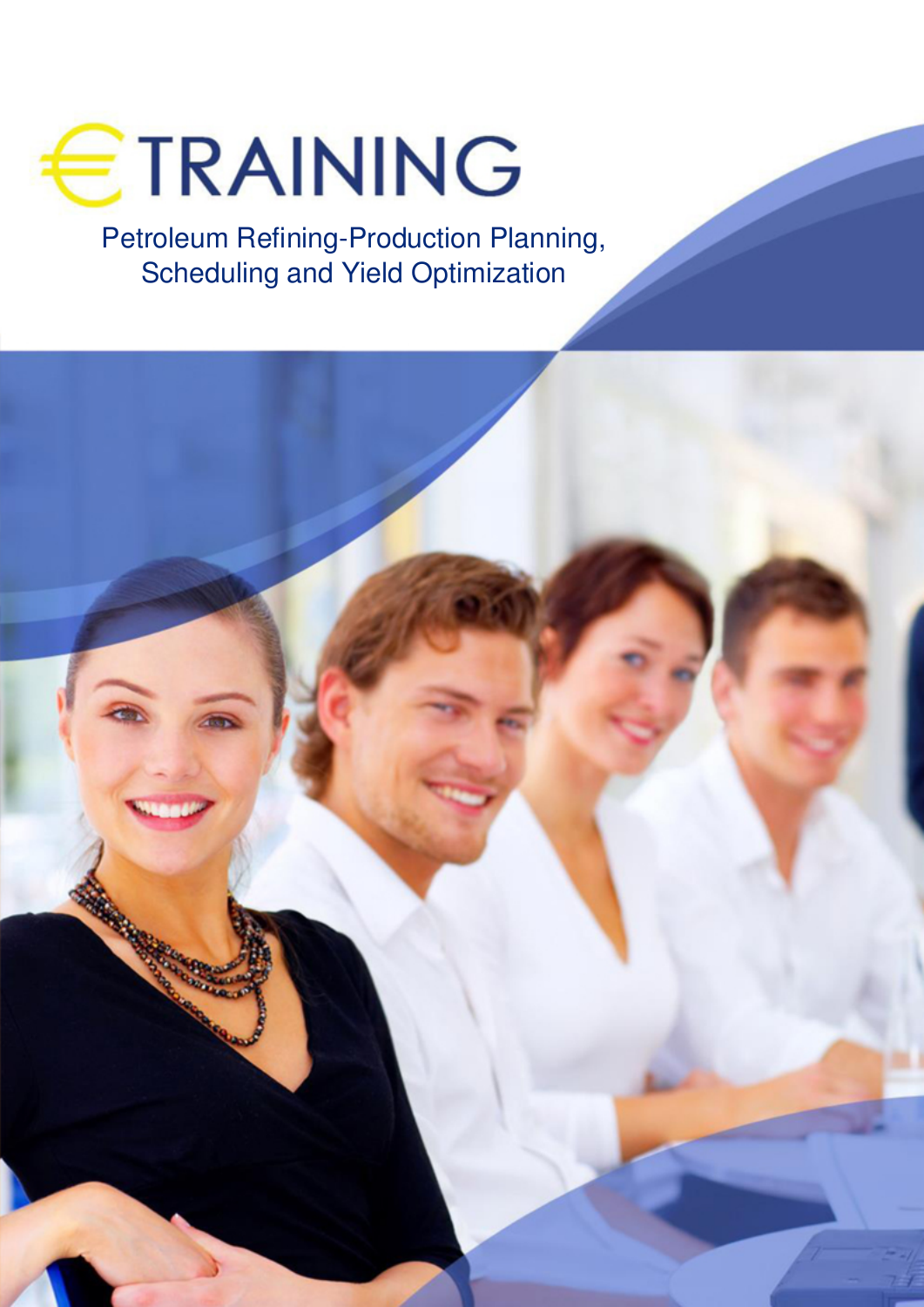# €TRAINING

Petroleum Refining-Production Planning, Scheduling and Yield Optimization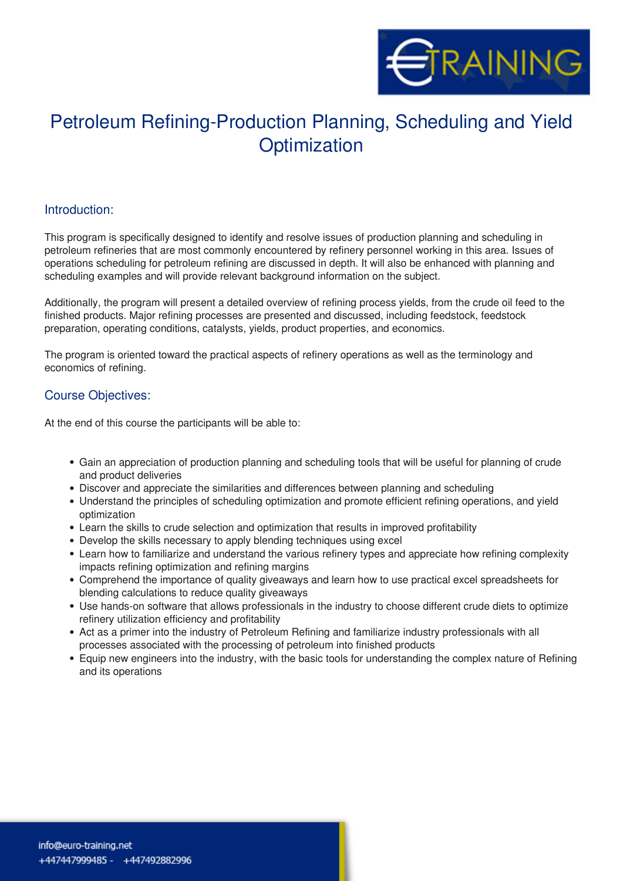# Petroleum Refining-Production Planning, Scheduling and Yield Optimization

## Introduction:

This program is specifically designed to identify and resolve issues of production planning and scheduling in petroleum refineries that are most commonly encountered by refinery personnel working in this area. Issues of operations scheduling for petroleum refining are discussed in depth. It will also be enhanced with planning and scheduling examples and will provide relevant background information on the subject.

Additionally, the program will present a detailed overview of refining process yields, from the crude oil feed to the finished products. Major refining processes are presented and discussed, including feedstock, feedstock preparation, operating conditions, catalysts, yields, product properties, and economics.

The program is oriented toward the practical aspects of refinery operations as well as the terminology and economics of refining.

## Course Objectives:

At the end of this course the participants will be able to:

- Gain an appreciation of production planning and scheduling tools that will be useful for planning of crude and product deliveries
- Discover and appreciate the similarities and differences between planning and scheduling
- Understand the principles of scheduling optimization and promote efficient refining operations, and yield optimization
- Learn the skills to crude selection and optimization that results in improved profitability
- Develop the skills necessary to apply blending techniques using excel
- Learn how to familiarize and understand the various refinery types and appreciate how refining complexity impacts refining optimization and refining margins
- Comprehend the importance of quality giveaways and learn how to use practical excel spreadsheets for blending calculations to reduce quality giveaways
- Use hands-on software that allows professionals in the industry to choose different crude diets to optimize refinery utilization efficiency and profitability
- Act as a primer into the industry of Petroleum Refining and familiarize industry professionals with all processes associated with the processing of petroleum into finished products
- Equip new engineers into the industry, with the basic tools for understanding the complex nature of Refining and its operations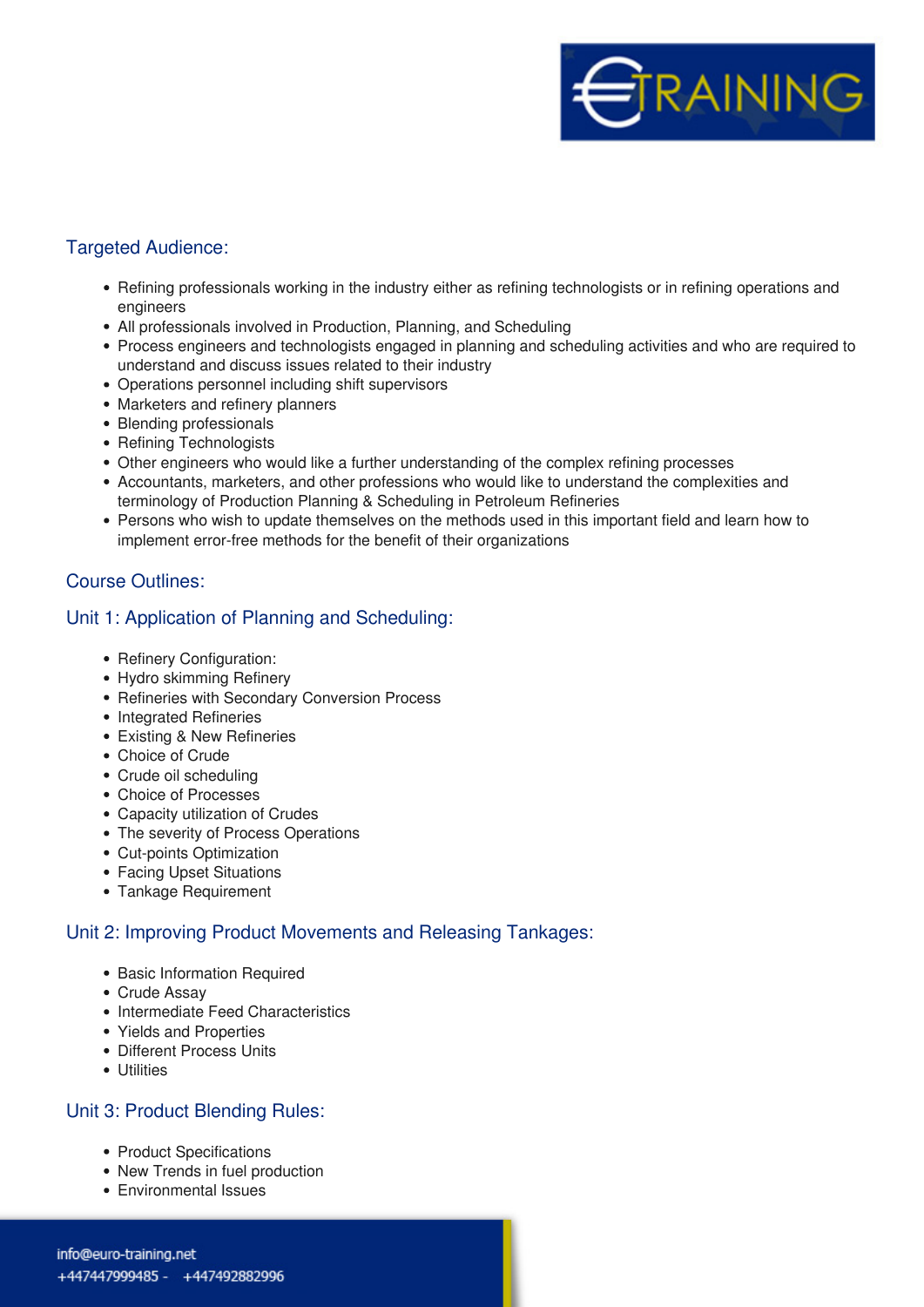## Targeted Audience:

- Refining professionals working in the industry either as refining technologists or in refining operations and engineers
- All professionals involved in Production, Planning, and Scheduling
- Process engineers and technologists engaged in planning and scheduling activities and who are required to understand and discuss issues related to their industry
- Operations personnel including shift supervisors
- Marketers and refinery planners
- Blending professionals
- Refining Technologists
- Other engineers who would like a further understanding of the complex refining processes
- Accountants, marketers, and other professions who would like to understand the complexities and terminology of Production Planning & Scheduling in Petroleum Refineries
- Persons who wish to update themselves on the methods used in this important field and learn how to implement error-free methods for the benefit of their organizations

## Course Outlines:

### Unit 1: Application of Planning and Scheduling:

- Refinery Configuration:
- Hydro skimming Refinery
- Refineries with Secondary Conversion Process
- Integrated Refineries
- Existing & New Refineries
- Choice of Crude
- Crude oil scheduling
- Choice of Processes
- Capacity utilization of Crudes
- The severity of Process Operations
- Cut-points Optimization
- Facing Upset Situations
- Tankage Requirement

### Unit 2: Improving Product Movements and Releasing Tankages:

- Basic Information Required
- Crude Assay
- Intermediate Feed Characteristics
- Yields and Properties
- Different Process Units
- Utilities

### Unit 3: Product Blending Rules:

- Product Specifications
- New Trends in fuel production
- Environmental Issues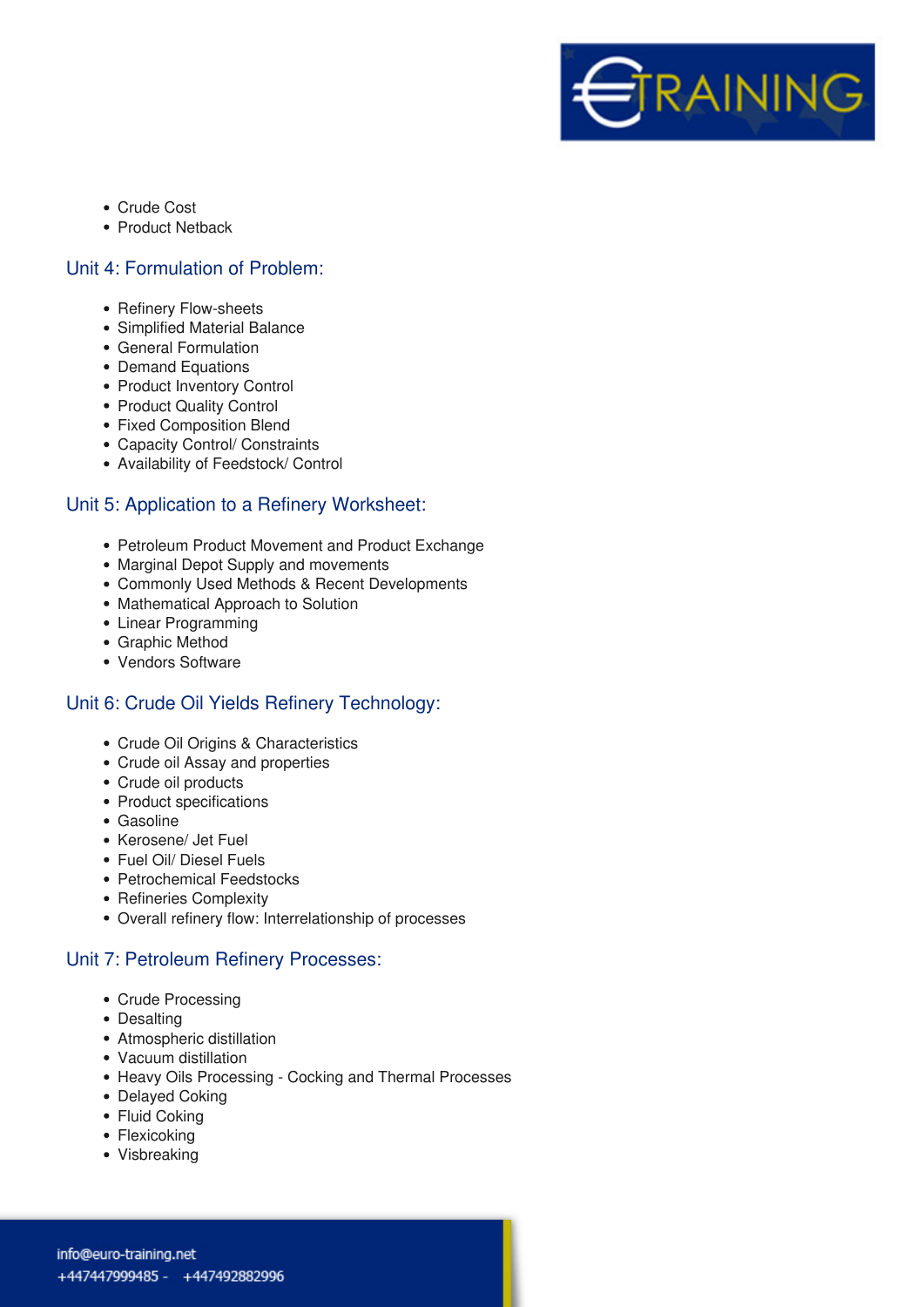- Crude Cost
- Product Netback

## Unit 4: Formulation of Problem:

- Refinery Flow-sheets
- Simplified Material Balance
- General Formulation
- Demand Equations
- Product Inventory Control
- Product Quality Control
- Fixed Composition Blend
- Capacity Control/ Constraints
- Availability of Feedstock/ Control

## Unit 5: Application to a Refinery Worksheet:

- Petroleum Product Movement and Product Exchange
- Marginal Depot Supply and movements
- Commonly Used Methods & Recent Developments
- Mathematical Approach to Solution
- Linear Programming
- Graphic Method
- Vendors Software

## Unit 6: Crude Oil Yields Refinery Technology:

- Crude Oil Origins & Characteristics
- Crude oil Assay and properties
- Crude oil products
- Product specifications
- Gasoline
- Kerosene/ Jet Fuel
- Fuel Oil/ Diesel Fuels
- Petrochemical Feedstocks
- Refineries Complexity
- Overall refinery flow: Interrelationship of processes

## Unit 7: Petroleum Refinery Processes:

- Crude Processing
- Desalting
- Atmospheric distillation
- Vacuum distillation
- Heavy Oils Processing - Cocking and Thermal Processes
- Delayed Coking
- Fluid Coking
- Flexicoking
- Visbreaking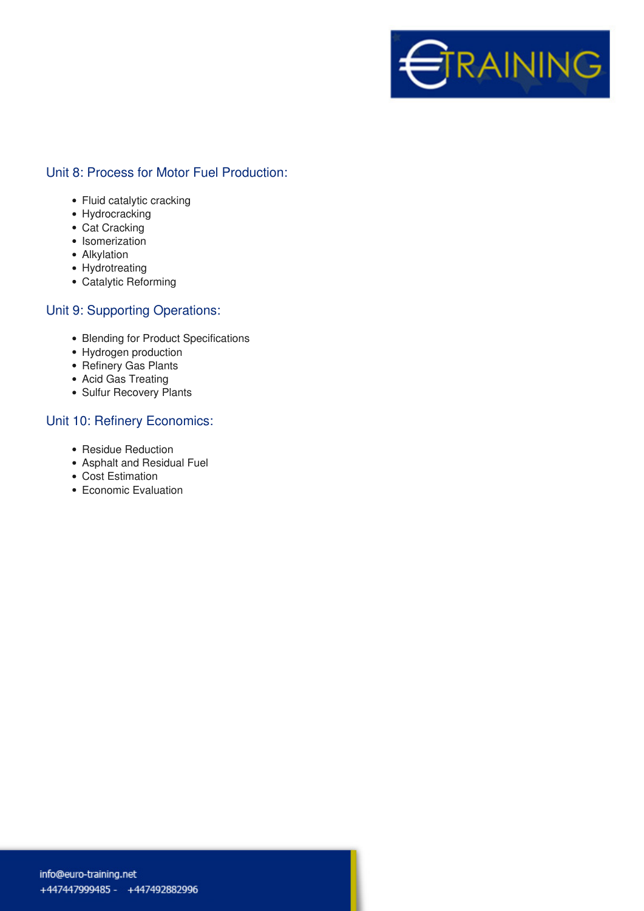## Unit 8: Process for Motor Fuel Production:

- Fluid catalytic cracking
- Hydrocracking
- Cat Cracking
- Isomerization
- Alkylation
- Hydrotreating
- Catalytic Reforming

## Unit 9: Supporting Operations:

- Blending for Product Specifications
- Hydrogen production
- Refinery Gas Plants
- Acid Gas Treating
- Sulfur Recovery Plants

## Unit 10: Refinery Economics:

- Residue Reduction
- Asphalt and Residual Fuel
- Cost Estimation
- Economic Evaluation